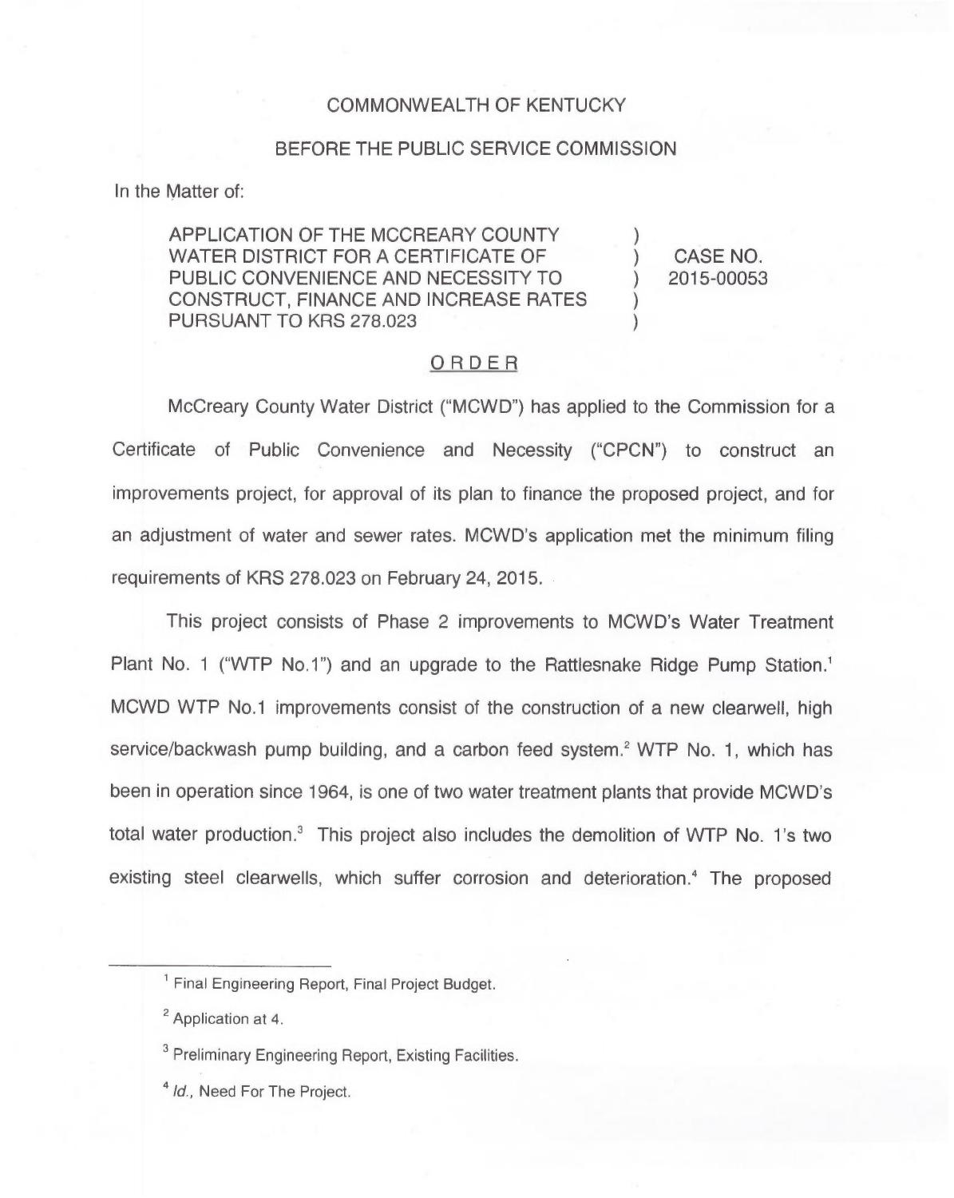COMMONWEALTH OF KENTUCKY

BEFORE THE PUBLIC SERVICE COMMISSION

In the Matter of:

| | | |
|---|---|---|
| APPLICATION OF THE MCCREARY COUNTY WATER DISTRICT FOR A CERTIFICATE OF PUBLIC CONVENIENCE AND NECESSITY TO CONSTRUCT, FINANCE AND INCREASE RATES PURSUANT TO KRS 278.023 | ) ) ) ) ) | CASE NO. 2015-00053 |

## ORDER

McCreary County Water District ("MCWD") has applied to the Commission for a Certificate of Public Convenience and Necessity ("CPCN") to construct an improvements project, for approval of its plan to finance the proposed project, and for an adjustment of water and sewer rates. MCWD's application met the minimum filing requirements of KRS 278.023 on February 24, 2015.

This project consists of Phase 2 improvements to MCWD's Water Treatment Plant No. 1 ("WTP No.1") and an upgrade to the Rattlesnake Ridge Pump Station.[1] MCWD WTP No.1 improvements consist of the construction of a new clearwell, high service/backwash pump building, and a carbon feed system.[2] WTP No. 1, which has been in operation since 1964, is one of two water treatment plants that provide MCWD's total water production.[3] This project also includes the demolition of WTP No. 1's two existing steel clearwells, which suffer corrosion and deterioration.[4] The proposed

---

[1] Final Engineering Report, Final Project Budget.

[2] Application at 4.

[3] Preliminary Engineering Report, Existing Facilities.

[4] *Id.*, Need For The Project.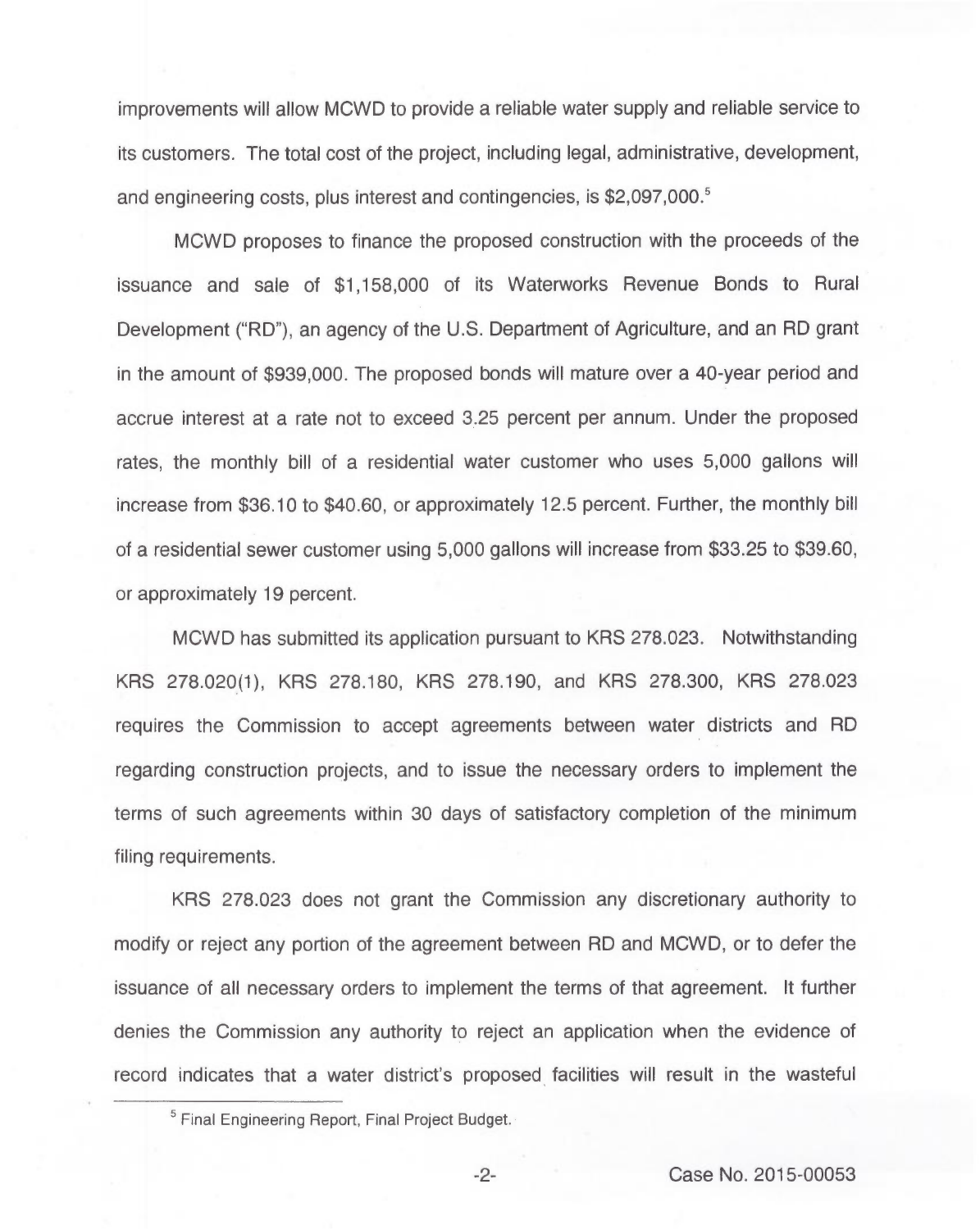improvements will allow MCWD to provide a reliable water supply and reliable service to its customers. The total cost of the project, including legal, administrative, development, and engineering costs, plus interest and contingencies, is $2,097,000.[5]

MCWD proposes to finance the proposed construction with the proceeds of the issuance and sale of $1,158,000 of its Waterworks Revenue Bonds to Rural Development ("RD"), an agency of the U.S. Department of Agriculture, and an RD grant in the amount of $939,000. The proposed bonds will mature over a 40-year period and accrue interest at a rate not to exceed 3.25 percent per annum. Under the proposed rates, the monthly bill of a residential water customer who uses 5,000 gallons will increase from $36.10 to $40.60, or approximately 12.5 percent. Further, the monthly bill of a residential sewer customer using 5,000 gallons will increase from $33.25 to $39.60, or approximately 19 percent.

MCWD has submitted its application pursuant to KRS 278.023. Notwithstanding KRS 278.020(1), KRS 278.180, KRS 278.190, and KRS 278.300, KRS 278.023 requires the Commission to accept agreements between water districts and RD regarding construction projects, and to issue the necessary orders to implement the terms of such agreements within 30 days of satisfactory completion of the minimum filing requirements.

KRS 278.023 does not grant the Commission any discretionary authority to modify or reject any portion of the agreement between RD and MCWD, or to defer the issuance of all necessary orders to implement the terms of that agreement. It further denies the Commission any authority to reject an application when the evidence of record indicates that a water district's proposed facilities will result in the wasteful

[5] Final Engineering Report, Final Project Budget.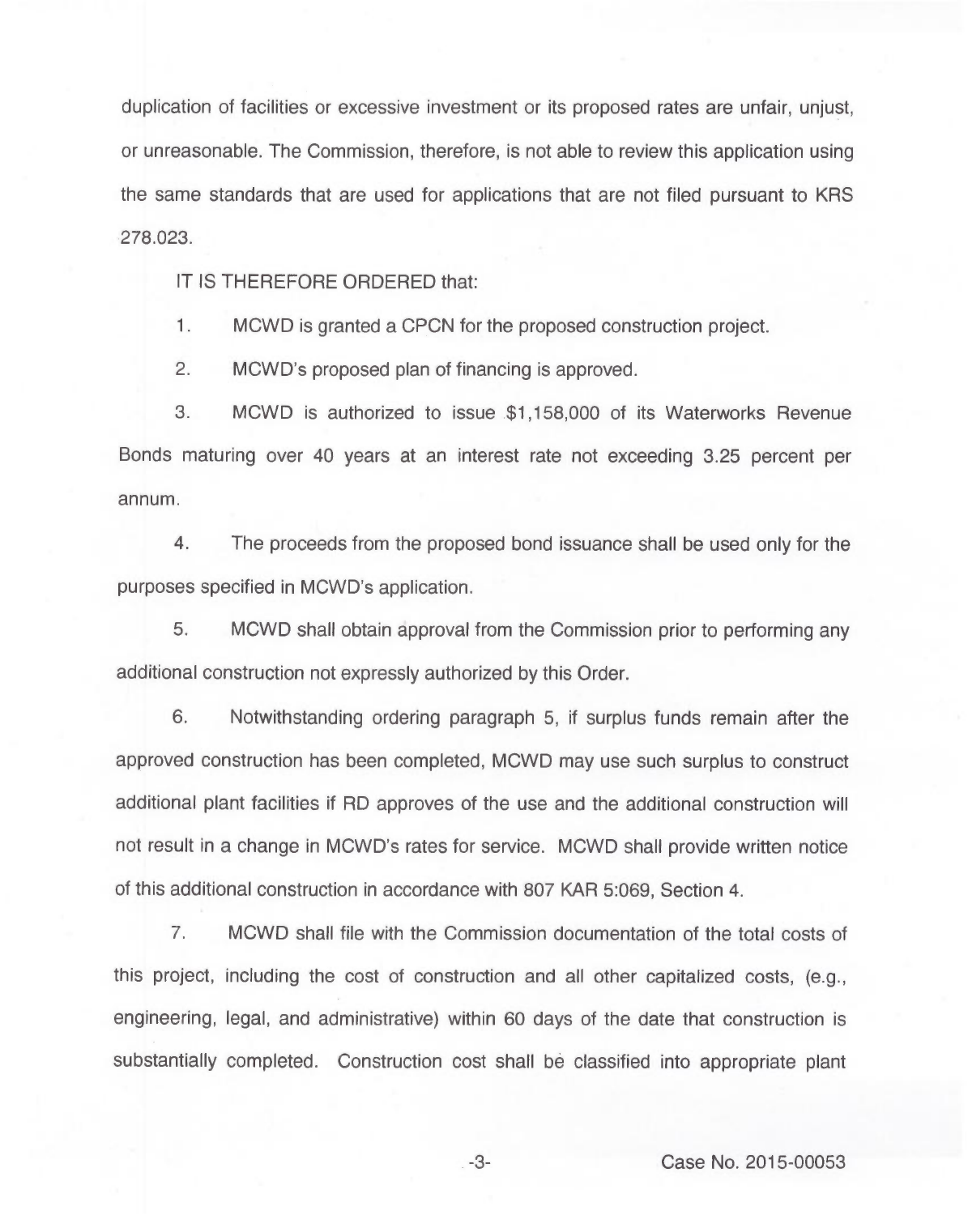duplication of facilities or excessive investment or its proposed rates are unfair, unjust, or unreasonable. The Commission, therefore, is not able to review this application using the same standards that are used for applications that are not filed pursuant to KRS 278.023.

IT IS THEREFORE ORDERED that:

1. MCWD is granted a CPCN for the proposed construction project.

2. MCWD's proposed plan of financing is approved.

3. MCWD is authorized to issue $1,158,000 of its Waterworks Revenue Bonds maturing over 40 years at an interest rate not exceeding 3.25 percent per annum.

4. The proceeds from the proposed bond issuance shall be used only for the purposes specified in MCWD's application.

5. MCWD shall obtain approval from the Commission prior to performing any additional construction not expressly authorized by this Order.

6. Notwithstanding ordering paragraph 5, if surplus funds remain after the approved construction has been completed, MCWD may use such surplus to construct additional plant facilities if RD approves of the use and the additional construction will not result in a change in MCWD's rates for service. MCWD shall provide written notice of this additional construction in accordance with 807 KAR 5:069, Section 4.

7. MCWD shall file with the Commission documentation of the total costs of this project, including the cost of construction and all other capitalized costs, (e.g., engineering, legal, and administrative) within 60 days of the date that construction is substantially completed. Construction cost shall be classified into appropriate plant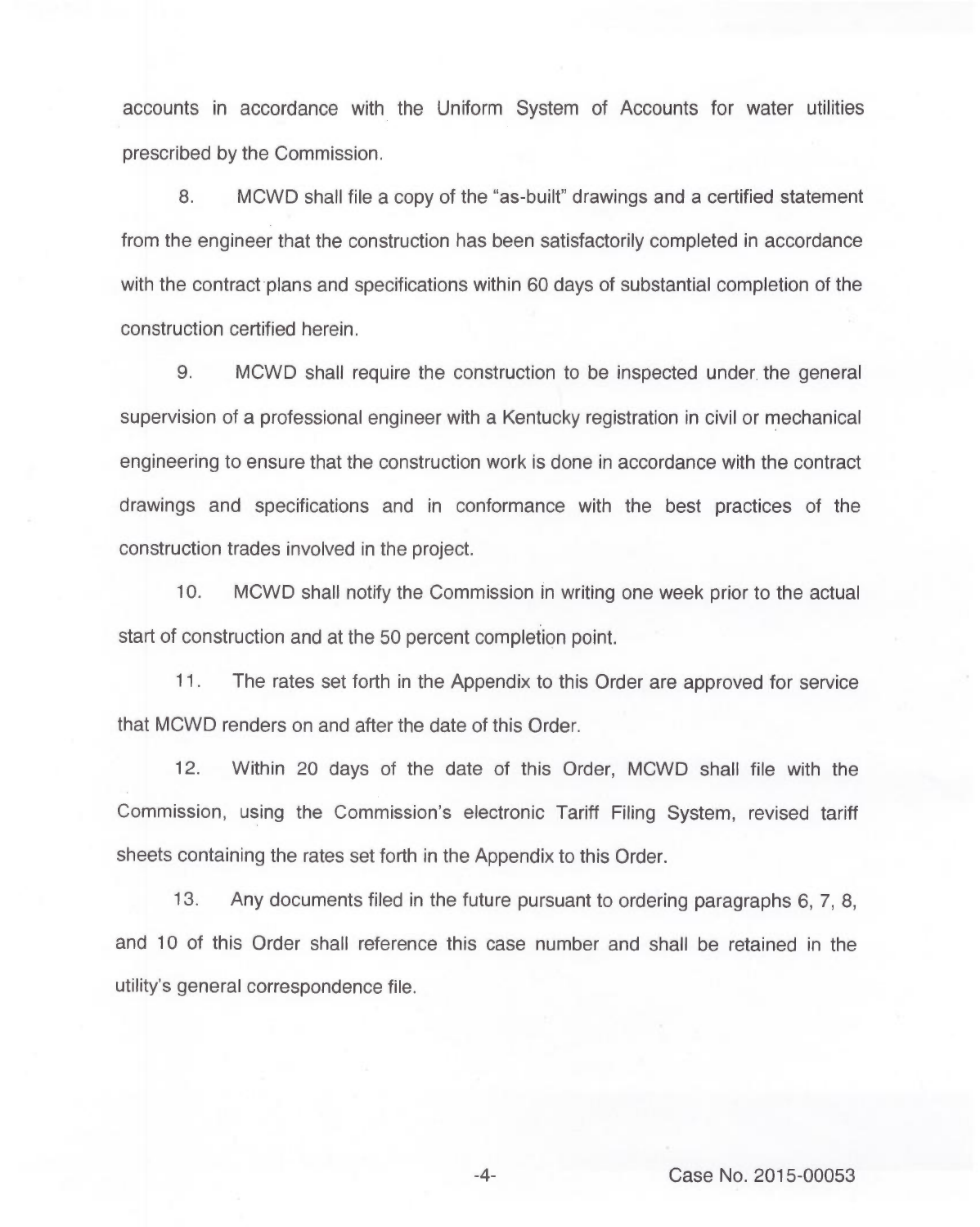accounts in accordance with the Uniform System of Accounts for water utilities prescribed by the Commission.

8. MCWD shall file a copy of the "as-built" drawings and a certified statement from the engineer that the construction has been satisfactorily completed in accordance with the contract plans and specifications within 60 days of substantial completion of the construction certified herein.

9. MCWD shall require the construction to be inspected under the general supervision of a professional engineer with a Kentucky registration in civil or mechanical engineering to ensure that the construction work is done in accordance with the contract drawings and specifications and in conformance with the best practices of the construction trades involved in the project.

10. MCWD shall notify the Commission in writing one week prior to the actual start of construction and at the 50 percent completion point.

11. The rates set forth in the Appendix to this Order are approved for service that MCWD renders on and after the date of this Order.

12. Within 20 days of the date of this Order, MCWD shall file with the Commission, using the Commission's electronic Tariff Filing System, revised tariff sheets containing the rates set forth in the Appendix to this Order.

13. Any documents filed in the future pursuant to ordering paragraphs 6, 7, 8, and 10 of this Order shall reference this case number and shall be retained in the utility's general correspondence file.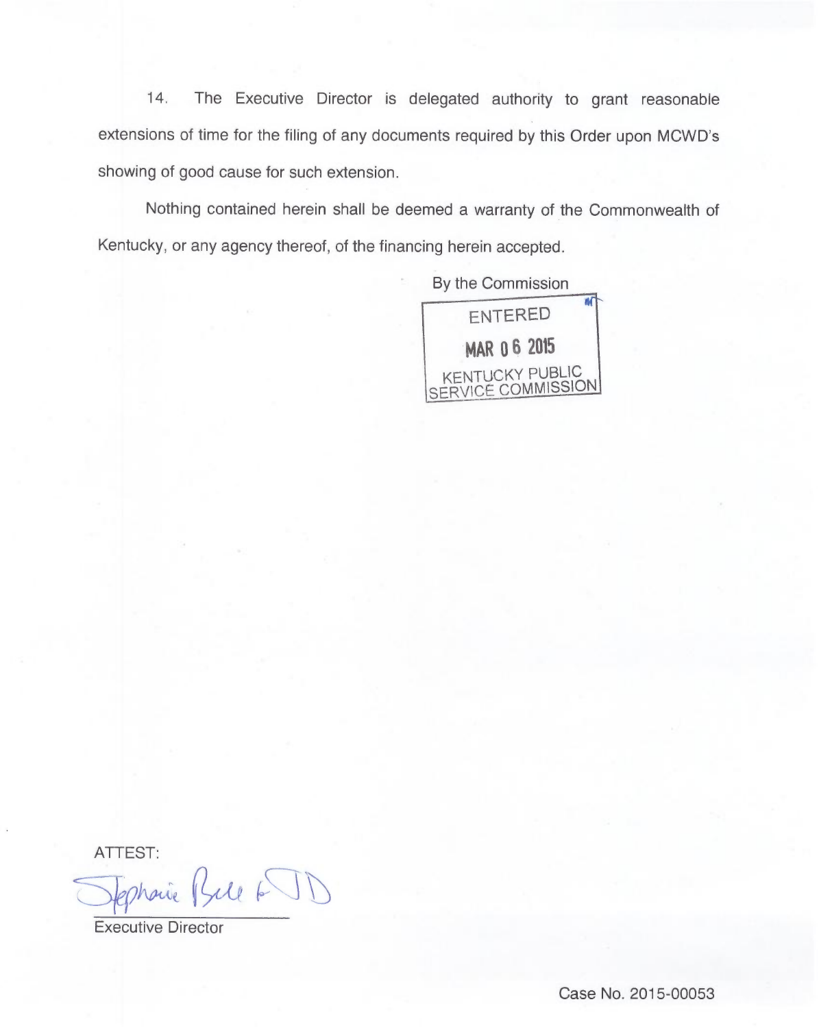14. The Executive Director is delegated authority to grant reasonable extensions of time for the filing of any documents required by this Order upon MCWD's showing of good cause for such extension.

Nothing contained herein shall be deemed a warranty of the Commonwealth of Kentucky, or any agency thereof, of the financing herein accepted.

By the Commission

ENTERED

MAR 06 2015

KENTUCKY PUBLIC SERVICE COMMISSION

ATTEST:

Stephanie Bell for JD

Executive Director

Case No. 2015-00053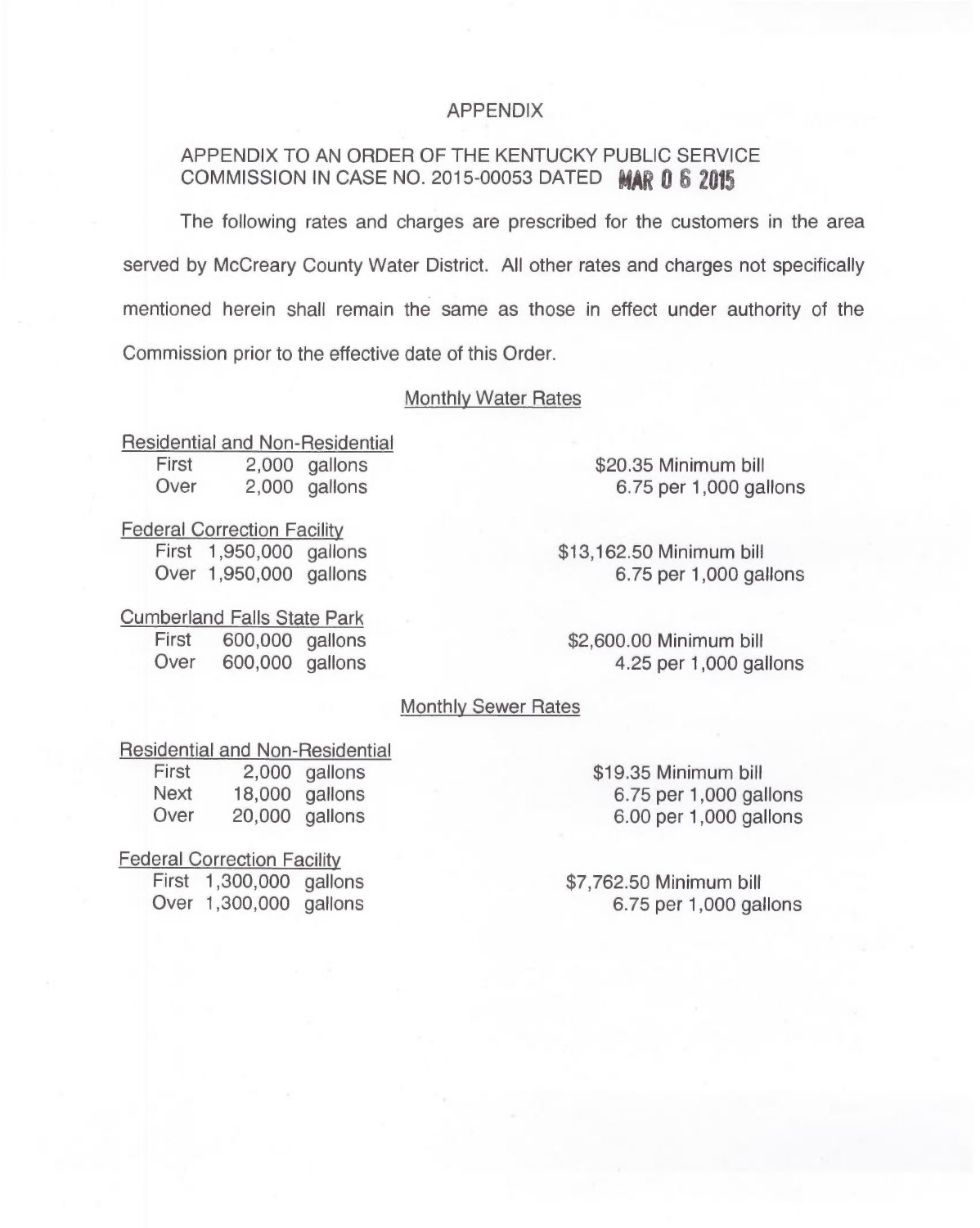# APPENDIX

APPENDIX TO AN ORDER OF THE KENTUCKY PUBLIC SERVICE COMMISSION IN CASE NO. 2015-00053 DATED MAR 06 2015

The following rates and charges are prescribed for the customers in the area served by McCreary County Water District. All other rates and charges not specifically mentioned herein shall remain the same as those in effect under authority of the Commission prior to the effective date of this Order.

## Monthly Water Rates

Residential and Non-Residential

| | | |
|---|---|---|
| First | 2,000 gallons | $20.35 Minimum bill |
| Over | 2,000 gallons | 6.75 per 1,000 gallons |

Federal Correction Facility

| | | |
|---|---|---|
| First | 1,950,000 gallons | $13,162.50 Minimum bill |
| Over | 1,950,000 gallons | 6.75 per 1,000 gallons |

Cumberland Falls State Park

| | | |
|---|---|---|
| First | 600,000 gallons | $2,600.00 Minimum bill |
| Over | 600,000 gallons | 4.25 per 1,000 gallons |

## Monthly Sewer Rates

Residential and Non-Residential

| | | |
|---|---|---|
| First | 2,000 gallons | $19.35 Minimum bill |
| Next | 18,000 gallons | 6.75 per 1,000 gallons |
| Over | 20,000 gallons | 6.00 per 1,000 gallons |

Federal Correction Facility

| | | |
|---|---|---|
| First | 1,300,000 gallons | $7,762.50 Minimum bill |
| Over | 1,300,000 gallons | 6.75 per 1,000 gallons |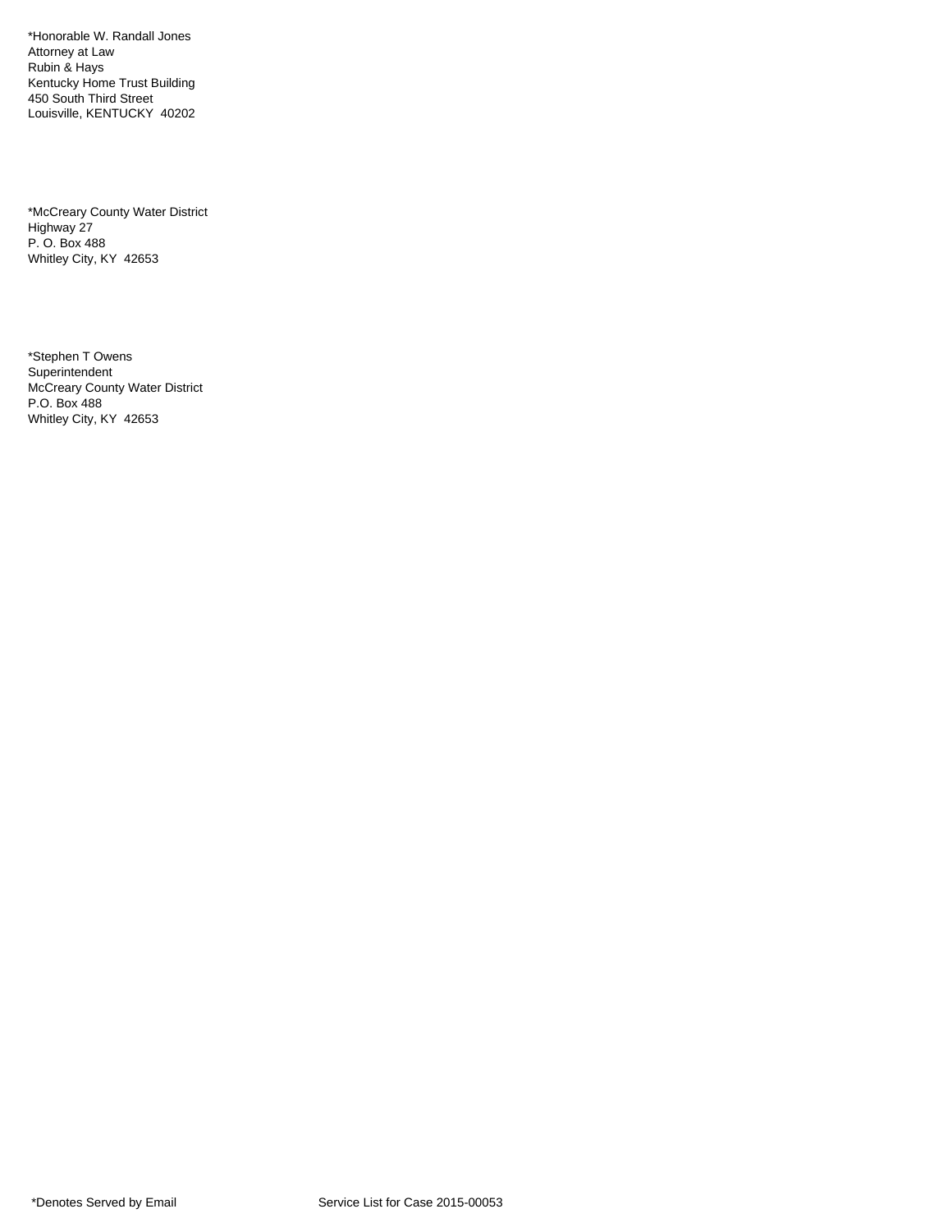*Honorable W. Randall Jones
Attorney at Law
Rubin & Hays
Kentucky Home Trust Building
450 South Third Street
Louisville, KENTUCKY  40202

*McCreary County Water District
Highway 27
P. O. Box 488
Whitley City, KY  42653

*Stephen T Owens
Superintendent
McCreary County Water District
P.O. Box 488
Whitley City, KY  42653

*Denotes Served by Email

Service List for Case 2015-00053